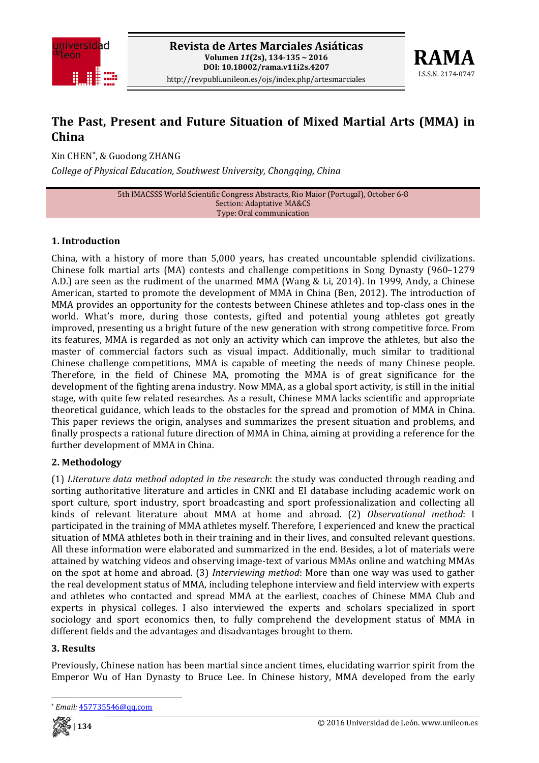# The Past, Present and Future Situation of Mixed Martial Arts (MMA) in China

Xin CHEN*, & Guodong ZHANG

*College of Physical Education, Southwest University, Chongqing, China*

5th IMACSSS World Scientific Congress Abstracts, Rio Maior (Portugal), October 6-8
Section: Adaptative MA&CS
Type: Oral communication

## 1. Introduction

China, with a history of more than 5,000 years, has created uncountable splendid civilizations. Chinese folk martial arts (MA) contests and challenge competitions in Song Dynasty (960–1279 A.D.) are seen as the rudiment of the unarmed MMA (Wang & Li, 2014). In 1999, Andy, a Chinese American, started to promote the development of MMA in China (Ben, 2012). The introduction of MMA provides an opportunity for the contests between Chinese athletes and top-class ones in the world. What's more, during those contests, gifted and potential young athletes got greatly improved, presenting us a bright future of the new generation with strong competitive force. From its features, MMA is regarded as not only an activity which can improve the athletes, but also the master of commercial factors such as visual impact. Additionally, much similar to traditional Chinese challenge competitions, MMA is capable of meeting the needs of many Chinese people. Therefore, in the field of Chinese MA, promoting the MMA is of great significance for the development of the fighting arena industry. Now MMA, as a global sport activity, is still in the initial stage, with quite few related researches. As a result, Chinese MMA lacks scientific and appropriate theoretical guidance, which leads to the obstacles for the spread and promotion of MMA in China. This paper reviews the origin, analyses and summarizes the present situation and problems, and finally prospects a rational future direction of MMA in China, aiming at providing a reference for the further development of MMA in China.

## 2. Methodology

(1) *Literature data method adopted in the research*: the study was conducted through reading and sorting authoritative literature and articles in CNKI and EI database including academic work on sport culture, sport industry, sport broadcasting and sport professionalization and collecting all kinds of relevant literature about MMA at home and abroad. (2) *Observational method*: I participated in the training of MMA athletes myself. Therefore, I experienced and knew the practical situation of MMA athletes both in their training and in their lives, and consulted relevant questions. All these information were elaborated and summarized in the end. Besides, a lot of materials were attained by watching videos and observing image-text of various MMAs online and watching MMAs on the spot at home and abroad. (3) *Interviewing method*: More than one way was used to gather the real development status of MMA, including telephone interview and field interview with experts and athletes who contacted and spread MMA at the earliest, coaches of Chinese MMA Club and experts in physical colleges. I also interviewed the experts and scholars specialized in sport sociology and sport economics then, to fully comprehend the development status of MMA in different fields and the advantages and disadvantages brought to them.

## 3. Results

Previously, Chinese nation has been martial since ancient times, elucidating warrior spirit from the Emperor Wu of Han Dynasty to Bruce Lee. In Chinese history, MMA developed from the early

* *Email:* 457735546@qq.com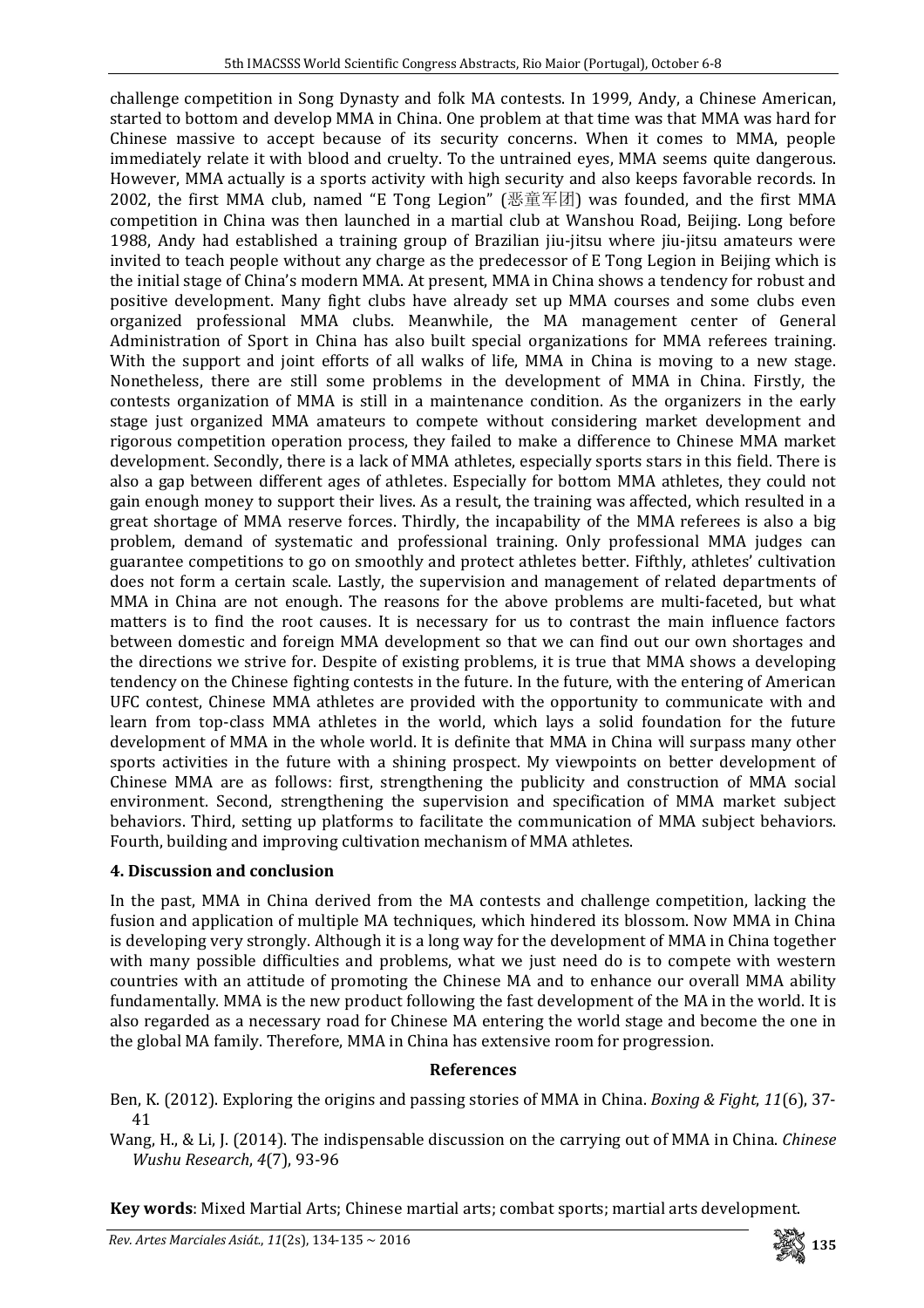challenge competition in Song Dynasty and folk MA contests. In 1999, Andy, a Chinese American, started to bottom and develop MMA in China. One problem at that time was that MMA was hard for Chinese massive to accept because of its security concerns. When it comes to MMA, people immediately relate it with blood and cruelty. To the untrained eyes, MMA seems quite dangerous. However, MMA actually is a sports activity with high security and also keeps favorable records. In 2002, the first MMA club, named "E Tong Legion" (恶童军团) was founded, and the first MMA competition in China was then launched in a martial club at Wanshou Road, Beijing. Long before 1988, Andy had established a training group of Brazilian jiu-jitsu where jiu-jitsu amateurs were invited to teach people without any charge as the predecessor of E Tong Legion in Beijing which is the initial stage of China's modern MMA. At present, MMA in China shows a tendency for robust and positive development. Many fight clubs have already set up MMA courses and some clubs even organized professional MMA clubs. Meanwhile, the MA management center of General Administration of Sport in China has also built special organizations for MMA referees training. With the support and joint efforts of all walks of life, MMA in China is moving to a new stage. Nonetheless, there are still some problems in the development of MMA in China. Firstly, the contests organization of MMA is still in a maintenance condition. As the organizers in the early stage just organized MMA amateurs to compete without considering market development and rigorous competition operation process, they failed to make a difference to Chinese MMA market development. Secondly, there is a lack of MMA athletes, especially sports stars in this field. There is also a gap between different ages of athletes. Especially for bottom MMA athletes, they could not gain enough money to support their lives. As a result, the training was affected, which resulted in a great shortage of MMA reserve forces. Thirdly, the incapability of the MMA referees is also a big problem, demand of systematic and professional training. Only professional MMA judges can guarantee competitions to go on smoothly and protect athletes better. Fifthly, athletes' cultivation does not form a certain scale. Lastly, the supervision and management of related departments of MMA in China are not enough. The reasons for the above problems are multi-faceted, but what matters is to find the root causes. It is necessary for us to contrast the main influence factors between domestic and foreign MMA development so that we can find out our own shortages and the directions we strive for. Despite of existing problems, it is true that MMA shows a developing tendency on the Chinese fighting contests in the future. In the future, with the entering of American UFC contest, Chinese MMA athletes are provided with the opportunity to communicate with and learn from top-class MMA athletes in the world, which lays a solid foundation for the future development of MMA in the whole world. It is definite that MMA in China will surpass many other sports activities in the future with a shining prospect. My viewpoints on better development of Chinese MMA are as follows: first, strengthening the publicity and construction of MMA social environment. Second, strengthening the supervision and specification of MMA market subject behaviors. Third, setting up platforms to facilitate the communication of MMA subject behaviors. Fourth, building and improving cultivation mechanism of MMA athletes.

## 4. Discussion and conclusion

In the past, MMA in China derived from the MA contests and challenge competition, lacking the fusion and application of multiple MA techniques, which hindered its blossom. Now MMA in China is developing very strongly. Although it is a long way for the development of MMA in China together with many possible difficulties and problems, what we just need do is to compete with western countries with an attitude of promoting the Chinese MA and to enhance our overall MMA ability fundamentally. MMA is the new product following the fast development of the MA in the world. It is also regarded as a necessary road for Chinese MA entering the world stage and become the one in the global MA family. Therefore, MMA in China has extensive room for progression.

## References

Ben, K. (2012). Exploring the origins and passing stories of MMA in China. *Boxing & Fight*, *11*(6), 37-41

Wang, H., & Li, J. (2014). The indispensable discussion on the carrying out of MMA in China. *Chinese Wushu Research*, *4*(7), 93-96

**Key words**: Mixed Martial Arts; Chinese martial arts; combat sports; martial arts development.